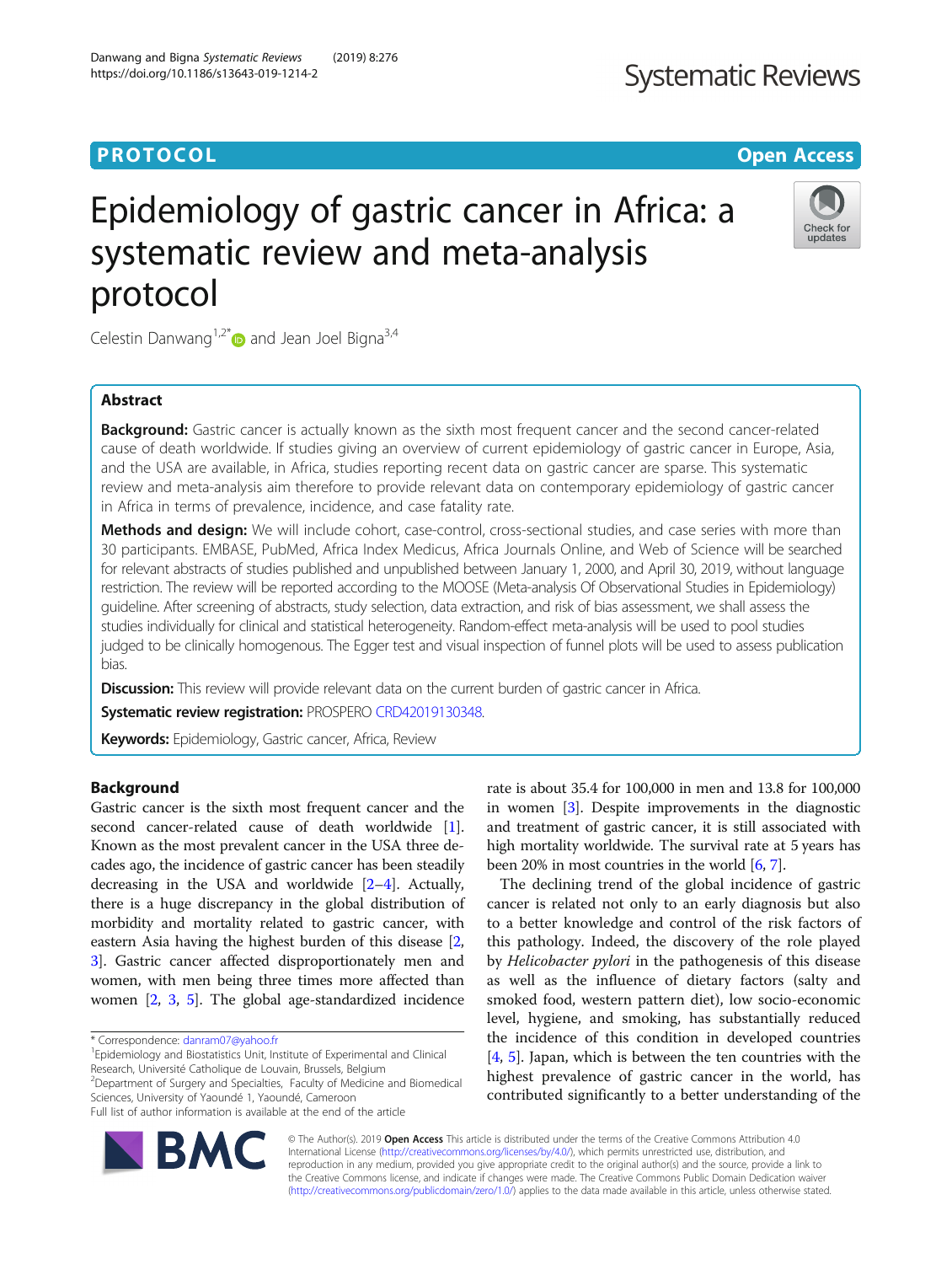# Epidemiology of gastric cancer in Africa: a systematic review and meta-analysis protocol

Celestin Danwang[1,2*] and Jean Joel Bigna[3,4]

## Abstract

**Background:** Gastric cancer is actually known as the sixth most frequent cancer and the second cancer-related cause of death worldwide. If studies giving an overview of current epidemiology of gastric cancer in Europe, Asia, and the USA are available, in Africa, studies reporting recent data on gastric cancer are sparse. This systematic review and meta-analysis aim therefore to provide relevant data on contemporary epidemiology of gastric cancer in Africa in terms of prevalence, incidence, and case fatality rate.

**Methods and design:** We will include cohort, case-control, cross-sectional studies, and case series with more than 30 participants. EMBASE, PubMed, Africa Index Medicus, Africa Journals Online, and Web of Science will be searched for relevant abstracts of studies published and unpublished between January 1, 2000, and April 30, 2019, without language restriction. The review will be reported according to the MOOSE (Meta-analysis Of Observational Studies in Epidemiology) guideline. After screening of abstracts, study selection, data extraction, and risk of bias assessment, we shall assess the studies individually for clinical and statistical heterogeneity. Random-effect meta-analysis will be used to pool studies judged to be clinically homogenous. The Egger test and visual inspection of funnel plots will be used to assess publication bias.

**Discussion:** This review will provide relevant data on the current burden of gastric cancer in Africa.

**Systematic review registration:** PROSPERO CRD42019130348.

**Keywords:** Epidemiology, Gastric cancer, Africa, Review

## Background

Gastric cancer is the sixth most frequent cancer and the second cancer-related cause of death worldwide [1]. Known as the most prevalent cancer in the USA three decades ago, the incidence of gastric cancer has been steadily decreasing in the USA and worldwide [2–4]. Actually, there is a huge discrepancy in the global distribution of morbidity and mortality related to gastric cancer, with eastern Asia having the highest burden of this disease [2, 3]. Gastric cancer affected disproportionately men and women, with men being three times more affected than women [2, 3, 5]. The global age-standardized incidence rate is about 35.4 for 100,000 in men and 13.8 for 100,000 in women [3]. Despite improvements in the diagnostic and treatment of gastric cancer, it is still associated with high mortality worldwide. The survival rate at 5 years has been 20% in most countries in the world [6, 7].

The declining trend of the global incidence of gastric cancer is related not only to an early diagnosis but also to a better knowledge and control of the risk factors of this pathology. Indeed, the discovery of the role played by *Helicobacter pylori* in the pathogenesis of this disease as well as the influence of dietary factors (salty and smoked food, western pattern diet), low socio-economic level, hygiene, and smoking, has substantially reduced the incidence of this condition in developed countries [4, 5]. Japan, which is between the ten countries with the highest prevalence of gastric cancer in the world, has contributed significantly to a better understanding of the

\* Correspondence: danram07@yahoo.fr

[1]Epidemiology and Biostatistics Unit, Institute of Experimental and Clinical Research, Université Catholique de Louvain, Brussels, Belgium

[2]Department of Surgery and Specialties, Faculty of Medicine and Biomedical Sciences, University of Yaoundé 1, Yaoundé, Cameroon

Full list of author information is available at the end of the article

© The Author(s). 2019 **Open Access** This article is distributed under the terms of the Creative Commons Attribution 4.0 International License (http://creativecommons.org/licenses/by/4.0/), which permits unrestricted use, distribution, and reproduction in any medium, provided you give appropriate credit to the original author(s) and the source, provide a link to the Creative Commons license, and indicate if changes were made. The Creative Commons Public Domain Dedication waiver (http://creativecommons.org/publicdomain/zero/1.0/) applies to the data made available in this article, unless otherwise stated.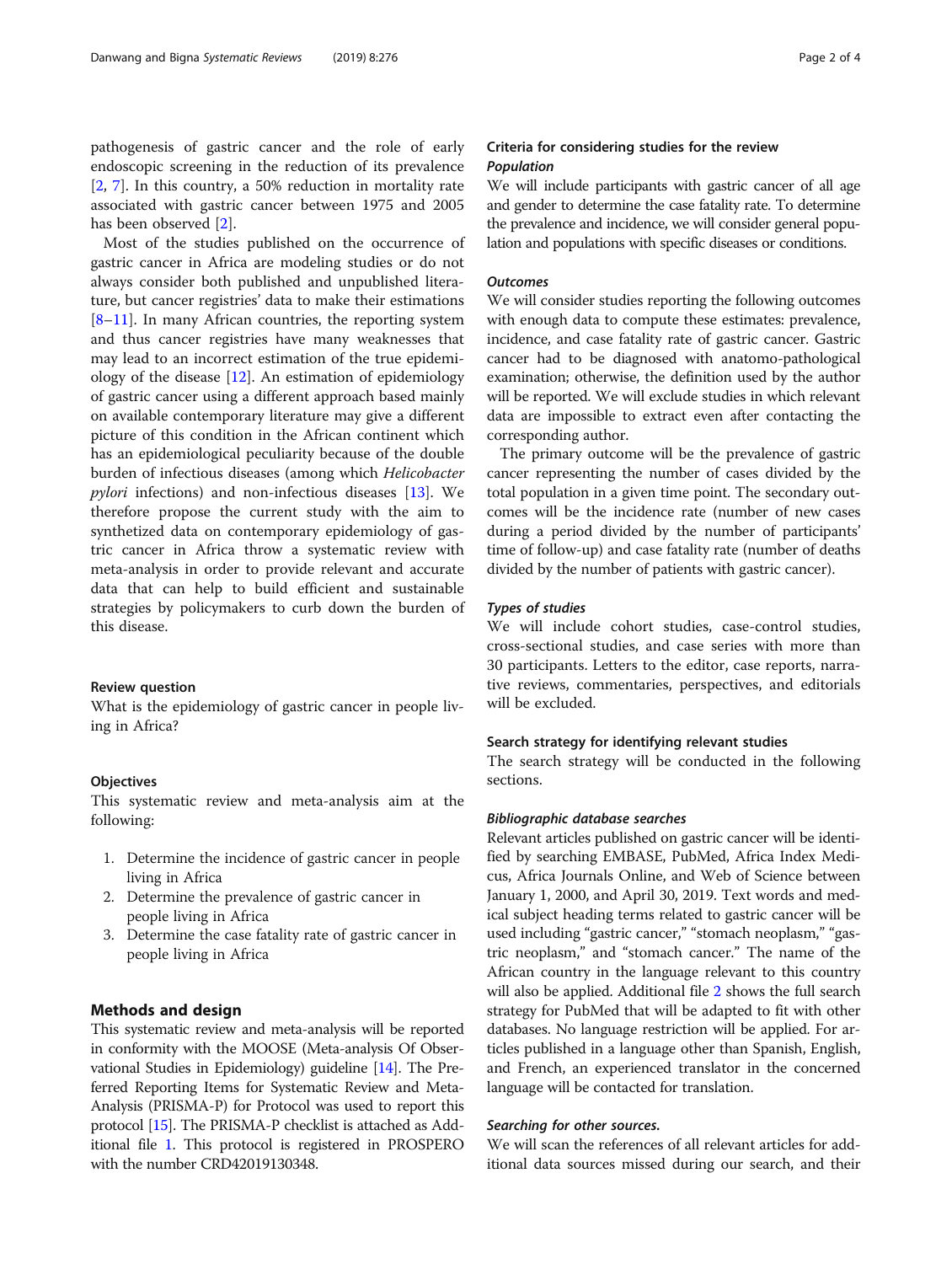pathogenesis of gastric cancer and the role of early endoscopic screening in the reduction of its prevalence [2, 7]. In this country, a 50% reduction in mortality rate associated with gastric cancer between 1975 and 2005 has been observed [2].

Most of the studies published on the occurrence of gastric cancer in Africa are modeling studies or do not always consider both published and unpublished literature, but cancer registries' data to make their estimations [8–11]. In many African countries, the reporting system and thus cancer registries have many weaknesses that may lead to an incorrect estimation of the true epidemiology of the disease [12]. An estimation of epidemiology of gastric cancer using a different approach based mainly on available contemporary literature may give a different picture of this condition in the African continent which has an epidemiological peculiarity because of the double burden of infectious diseases (among which *Helicobacter pylori* infections) and non-infectious diseases [13]. We therefore propose the current study with the aim to synthetized data on contemporary epidemiology of gastric cancer in Africa throw a systematic review with meta-analysis in order to provide relevant and accurate data that can help to build efficient and sustainable strategies by policymakers to curb down the burden of this disease.

### Review question

What is the epidemiology of gastric cancer in people living in Africa?

### Objectives

This systematic review and meta-analysis aim at the following:

1. Determine the incidence of gastric cancer in people living in Africa
2. Determine the prevalence of gastric cancer in people living in Africa
3. Determine the case fatality rate of gastric cancer in people living in Africa

## Methods and design

This systematic review and meta-analysis will be reported in conformity with the MOOSE (Meta-analysis Of Observational Studies in Epidemiology) guideline [14]. The Preferred Reporting Items for Systematic Review and Meta-Analysis (PRISMA-P) for Protocol was used to report this protocol [15]. The PRISMA-P checklist is attached as Additional file 1. This protocol is registered in PROSPERO with the number CRD42019130348.

### Criteria for considering studies for the review

#### *Population*

We will include participants with gastric cancer of all age and gender to determine the case fatality rate. To determine the prevalence and incidence, we will consider general population and populations with specific diseases or conditions.

#### *Outcomes*

We will consider studies reporting the following outcomes with enough data to compute these estimates: prevalence, incidence, and case fatality rate of gastric cancer. Gastric cancer had to be diagnosed with anatomo-pathological examination; otherwise, the definition used by the author will be reported. We will exclude studies in which relevant data are impossible to extract even after contacting the corresponding author.

The primary outcome will be the prevalence of gastric cancer representing the number of cases divided by the total population in a given time point. The secondary outcomes will be the incidence rate (number of new cases during a period divided by the number of participants' time of follow-up) and case fatality rate (number of deaths divided by the number of patients with gastric cancer).

#### *Types of studies*

We will include cohort studies, case-control studies, cross-sectional studies, and case series with more than 30 participants. Letters to the editor, case reports, narrative reviews, commentaries, perspectives, and editorials will be excluded.

### Search strategy for identifying relevant studies

The search strategy will be conducted in the following sections.

#### *Bibliographic database searches*

Relevant articles published on gastric cancer will be identified by searching EMBASE, PubMed, Africa Index Medicus, Africa Journals Online, and Web of Science between January 1, 2000, and April 30, 2019. Text words and medical subject heading terms related to gastric cancer will be used including "gastric cancer," "stomach neoplasm," "gastric neoplasm," and "stomach cancer." The name of the African country in the language relevant to this country will also be applied. Additional file 2 shows the full search strategy for PubMed that will be adapted to fit with other databases. No language restriction will be applied. For articles published in a language other than Spanish, English, and French, an experienced translator in the concerned language will be contacted for translation.

#### *Searching for other sources.*

We will scan the references of all relevant articles for additional data sources missed during our search, and their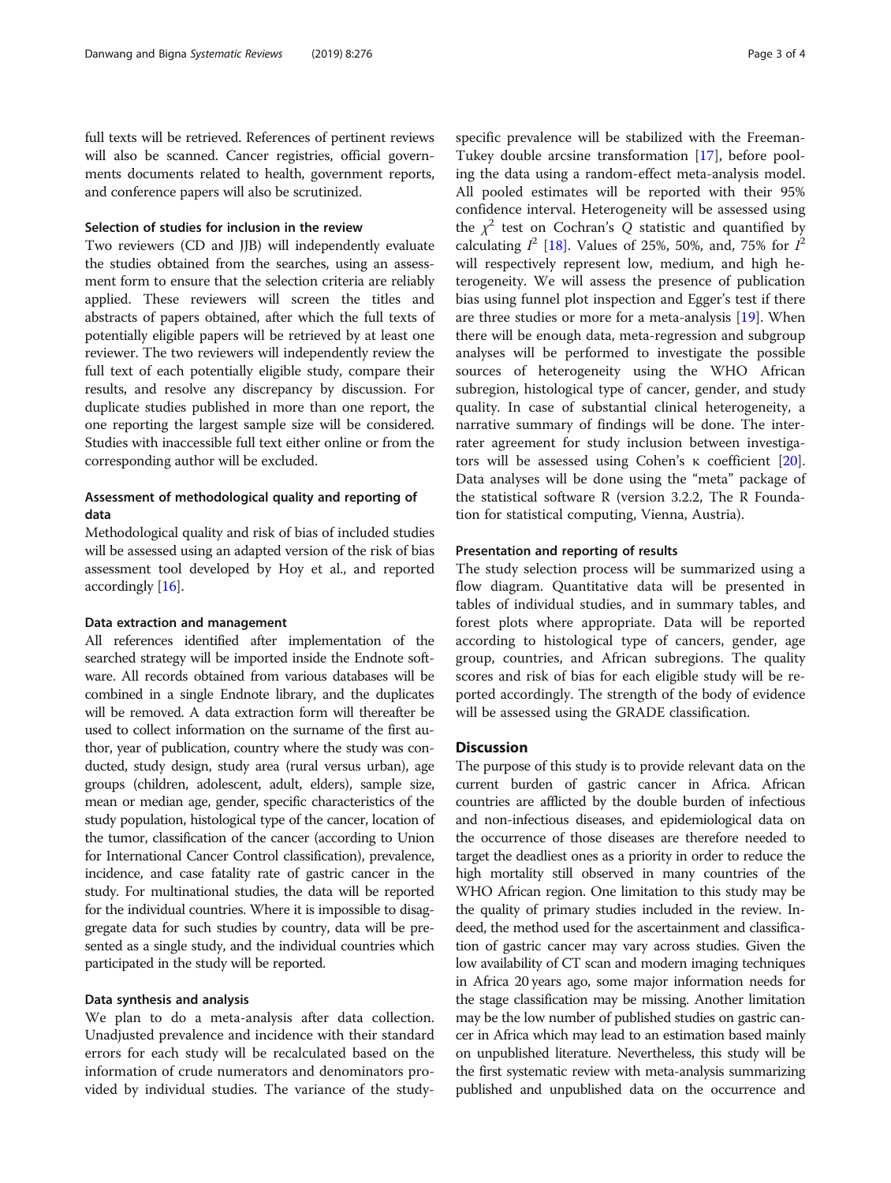full texts will be retrieved. References of pertinent reviews will also be scanned. Cancer registries, official governments documents related to health, government reports, and conference papers will also be scrutinized.

### Selection of studies for inclusion in the review

Two reviewers (CD and JJB) will independently evaluate the studies obtained from the searches, using an assessment form to ensure that the selection criteria are reliably applied. These reviewers will screen the titles and abstracts of papers obtained, after which the full texts of potentially eligible papers will be retrieved by at least one reviewer. The two reviewers will independently review the full text of each potentially eligible study, compare their results, and resolve any discrepancy by discussion. For duplicate studies published in more than one report, the one reporting the largest sample size will be considered. Studies with inaccessible full text either online or from the corresponding author will be excluded.

### Assessment of methodological quality and reporting of data

Methodological quality and risk of bias of included studies will be assessed using an adapted version of the risk of bias assessment tool developed by Hoy et al., and reported accordingly [16].

### Data extraction and management

All references identified after implementation of the searched strategy will be imported inside the Endnote software. All records obtained from various databases will be combined in a single Endnote library, and the duplicates will be removed. A data extraction form will thereafter be used to collect information on the surname of the first author, year of publication, country where the study was conducted, study design, study area (rural versus urban), age groups (children, adolescent, adult, elders), sample size, mean or median age, gender, specific characteristics of the study population, histological type of the cancer, location of the tumor, classification of the cancer (according to Union for International Cancer Control classification), prevalence, incidence, and case fatality rate of gastric cancer in the study. For multinational studies, the data will be reported for the individual countries. Where it is impossible to disaggregate data for such studies by country, data will be presented as a single study, and the individual countries which participated in the study will be reported.

### Data synthesis and analysis

We plan to do a meta-analysis after data collection. Unadjusted prevalence and incidence with their standard errors for each study will be recalculated based on the information of crude numerators and denominators provided by individual studies. The variance of the study-specific prevalence will be stabilized with the Freeman-Tukey double arcsine transformation [17], before pooling the data using a random-effect meta-analysis model. All pooled estimates will be reported with their 95% confidence interval. Heterogeneity will be assessed using the $\chi^2$ test on Cochran's $Q$ statistic and quantified by calculating $I^2$ [18]. Values of 25%, 50%, and, 75% for $I^2$ will respectively represent low, medium, and high heterogeneity. We will assess the presence of publication bias using funnel plot inspection and Egger's test if there are three studies or more for a meta-analysis [19]. When there will be enough data, meta-regression and subgroup analyses will be performed to investigate the possible sources of heterogeneity using the WHO African subregion, histological type of cancer, gender, and study quality. In case of substantial clinical heterogeneity, a narrative summary of findings will be done. The inter-rater agreement for study inclusion between investigators will be assessed using Cohen's κ coefficient [20]. Data analyses will be done using the "meta" package of the statistical software R (version 3.2.2, The R Foundation for statistical computing, Vienna, Austria).

### Presentation and reporting of results

The study selection process will be summarized using a flow diagram. Quantitative data will be presented in tables of individual studies, and in summary tables, and forest plots where appropriate. Data will be reported according to histological type of cancers, gender, age group, countries, and African subregions. The quality scores and risk of bias for each eligible study will be reported accordingly. The strength of the body of evidence will be assessed using the GRADE classification.

## Discussion

The purpose of this study is to provide relevant data on the current burden of gastric cancer in Africa. African countries are afflicted by the double burden of infectious and non-infectious diseases, and epidemiological data on the occurrence of those diseases are therefore needed to target the deadliest ones as a priority in order to reduce the high mortality still observed in many countries of the WHO African region. One limitation to this study may be the quality of primary studies included in the review. Indeed, the method used for the ascertainment and classification of gastric cancer may vary across studies. Given the low availability of CT scan and modern imaging techniques in Africa 20 years ago, some major information needs for the stage classification may be missing. Another limitation may be the low number of published studies on gastric cancer in Africa which may lead to an estimation based mainly on unpublished literature. Nevertheless, this study will be the first systematic review with meta-analysis summarizing published and unpublished data on the occurrence and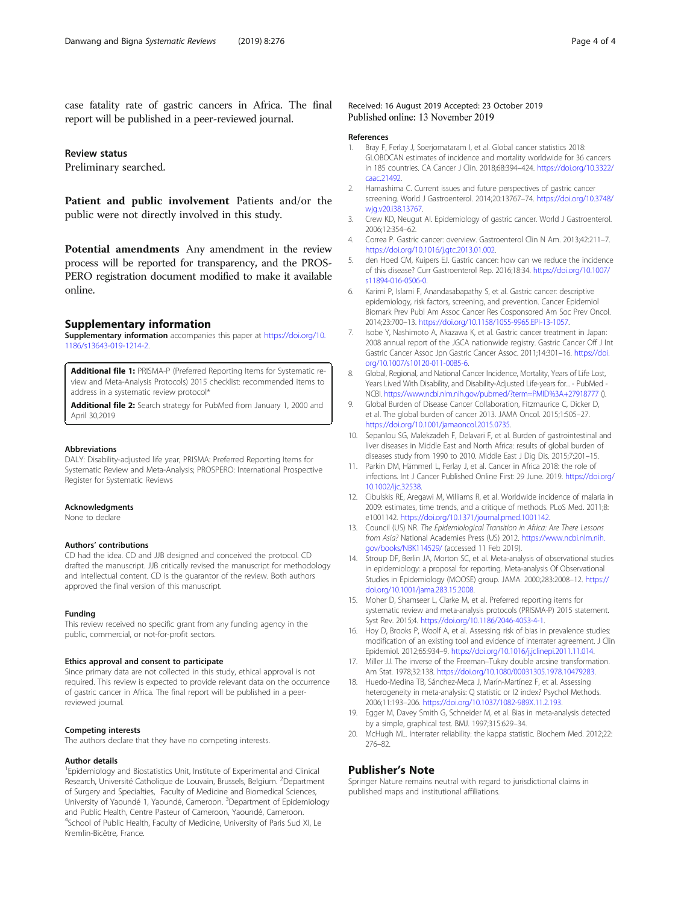case fatality rate of gastric cancers in Africa. The final report will be published in a peer-reviewed journal.

## Review status

Preliminary searched.

**Patient and public involvement** Patients and/or the public were not directly involved in this study.

**Potential amendments** Any amendment in the review process will be reported for transparency, and the PROSPERO registration document modified to make it available online.

## Supplementary information

**Supplementary information** accompanies this paper at https://doi.org/10.1186/s13643-019-1214-2.

**Additional file 1:** PRISMA-P (Preferred Reporting Items for Systematic review and Meta-Analysis Protocols) 2015 checklist: recommended items to address in a systematic review protocol*

**Additional file 2:** Search strategy for PubMed from January 1, 2000 and April 30,2019

### Abbreviations

DALY: Disability-adjusted life year; PRISMA: Preferred Reporting Items for Systematic Review and Meta-Analysis; PROSPERO: International Prospective Register for Systematic Reviews

### Acknowledgments

None to declare

### Authors' contributions

CD had the idea. CD and JJB designed and conceived the protocol. CD drafted the manuscript. JJB critically revised the manuscript for methodology and intellectual content. CD is the guarantor of the review. Both authors approved the final version of this manuscript.

### Funding

This review received no specific grant from any funding agency in the public, commercial, or not-for-profit sectors.

### Ethics approval and consent to participate

Since primary data are not collected in this study, ethical approval is not required. This review is expected to provide relevant data on the occurrence of gastric cancer in Africa. The final report will be published in a peer-reviewed journal.

### Competing interests

The authors declare that they have no competing interests.

### Author details

[1]Epidemiology and Biostatistics Unit, Institute of Experimental and Clinical Research, Université Catholique de Louvain, Brussels, Belgium. [2]Department of Surgery and Specialties, Faculty of Medicine and Biomedical Sciences, University of Yaoundé 1, Yaoundé, Cameroon. [3]Department of Epidemiology and Public Health, Centre Pasteur of Cameroon, Yaoundé, Cameroon. [4]School of Public Health, Faculty of Medicine, University of Paris Sud XI, Le Kremlin-Bicêtre, France.

Received: 16 August 2019 Accepted: 23 October 2019
Published online: 13 November 2019

## References

1. Bray F, Ferlay J, Soerjomataram I, et al. Global cancer statistics 2018: GLOBOCAN estimates of incidence and mortality worldwide for 36 cancers in 185 countries. CA Cancer J Clin. 2018;68:394–424. https://doi.org/10.3322/caac.21492.
2. Hamashima C. Current issues and future perspectives of gastric cancer screening. World J Gastroenterol. 2014;20:13767–74. https://doi.org/10.3748/wjg.v20.i38.13767.
3. Crew KD, Neugut AI. Epidemiology of gastric cancer. World J Gastroenterol. 2006;12:354–62.
4. Correa P. Gastric cancer: overview. Gastroenterol Clin N Am. 2013;42:211–7. https://doi.org/10.1016/j.gtc.2013.01.002.
5. den Hoed CM, Kuipers EJ. Gastric cancer: how can we reduce the incidence of this disease? Curr Gastroenterol Rep. 2016;18:34. https://doi.org/10.1007/s11894-016-0506-0.
6. Karimi P, Islami F, Anandasabapathy S, et al. Gastric cancer: descriptive epidemiology, risk factors, screening, and prevention. Cancer Epidemiol Biomark Prev Publ Am Assoc Cancer Res Cosponsored Am Soc Prev Oncol. 2014;23:700–13. https://doi.org/10.1158/1055-9965.EPI-13-1057.
7. Isobe Y, Nashimoto A, Akazawa K, et al. Gastric cancer treatment in Japan: 2008 annual report of the JGCA nationwide registry. Gastric Cancer Off J Int Gastric Cancer Assoc Jpn Gastric Cancer Assoc. 2011;14:301–16. https://doi.org/10.1007/s10120-011-0085-6.
8. Global, Regional, and National Cancer Incidence, Mortality, Years of Life Lost, Years Lived With Disability, and Disability-Adjusted Life-years for... - PubMed - NCBI. https://www.ncbi.nlm.nih.gov/pubmed/?term=PMID%3A+27918777 ().
9. Global Burden of Disease Cancer Collaboration, Fitzmaurice C, Dicker D, et al. The global burden of cancer 2013. JAMA Oncol. 2015;1:505–27. https://doi.org/10.1001/jamaoncol.2015.0735.
10. Sepanlou SG, Malekzadeh F, Delavari F, et al. Burden of gastrointestinal and liver diseases in Middle East and North Africa: results of global burden of diseases study from 1990 to 2010. Middle East J Dig Dis. 2015;7:201–15.
11. Parkin DM, Hämmerl L, Ferlay J, et al. Cancer in Africa 2018: the role of infections. Int J Cancer Published Online First: 29 June. 2019. https://doi.org/10.1002/ijc.32538.
12. Cibulskis RE, Aregawi M, Williams R, et al. Worldwide incidence of malaria in 2009: estimates, time trends, and a critique of methods. PLoS Med. 2011;8:e1001142. https://doi.org/10.1371/journal.pmed.1001142.
13. Council (US) NR. *The Epidemiological Transition in Africa: Are There Lessons from Asia?* National Academies Press (US) 2012. https://www.ncbi.nlm.nih.gov/books/NBK114529/ (accessed 11 Feb 2019).
14. Stroup DF, Berlin JA, Morton SC, et al. Meta-analysis of observational studies in epidemiology: a proposal for reporting. Meta-analysis Of Observational Studies in Epidemiology (MOOSE) group. JAMA. 2000;283:2008–12. https://doi.org/10.1001/jama.283.15.2008.
15. Moher D, Shamseer L, Clarke M, et al. Preferred reporting items for systematic review and meta-analysis protocols (PRISMA-P) 2015 statement. Syst Rev. 2015;4. https://doi.org/10.1186/2046-4053-4-1.
16. Hoy D, Brooks P, Woolf A, et al. Assessing risk of bias in prevalence studies: modification of an existing tool and evidence of interrater agreement. J Clin Epidemiol. 2012;65:934–9. https://doi.org/10.1016/j.jclinepi.2011.11.014.
17. Miller JJ. The inverse of the Freeman–Tukey double arcsine transformation. Am Stat. 1978;32:138. https://doi.org/10.1080/00031305.1978.10479283.
18. Huedo-Medina TB, Sánchez-Meca J, Marín-Martínez F, et al. Assessing heterogeneity in meta-analysis: Q statistic or I2 index? Psychol Methods. 2006;11:193–206. https://doi.org/10.1037/1082-989X.11.2.193.
19. Egger M, Davey Smith G, Schneider M, et al. Bias in meta-analysis detected by a simple, graphical test. BMJ. 1997;315:629–34.
20. McHugh ML. Interrater reliability: the kappa statistic. Biochem Med. 2012;22:276–82.

## Publisher's Note

Springer Nature remains neutral with regard to jurisdictional claims in published maps and institutional affiliations.